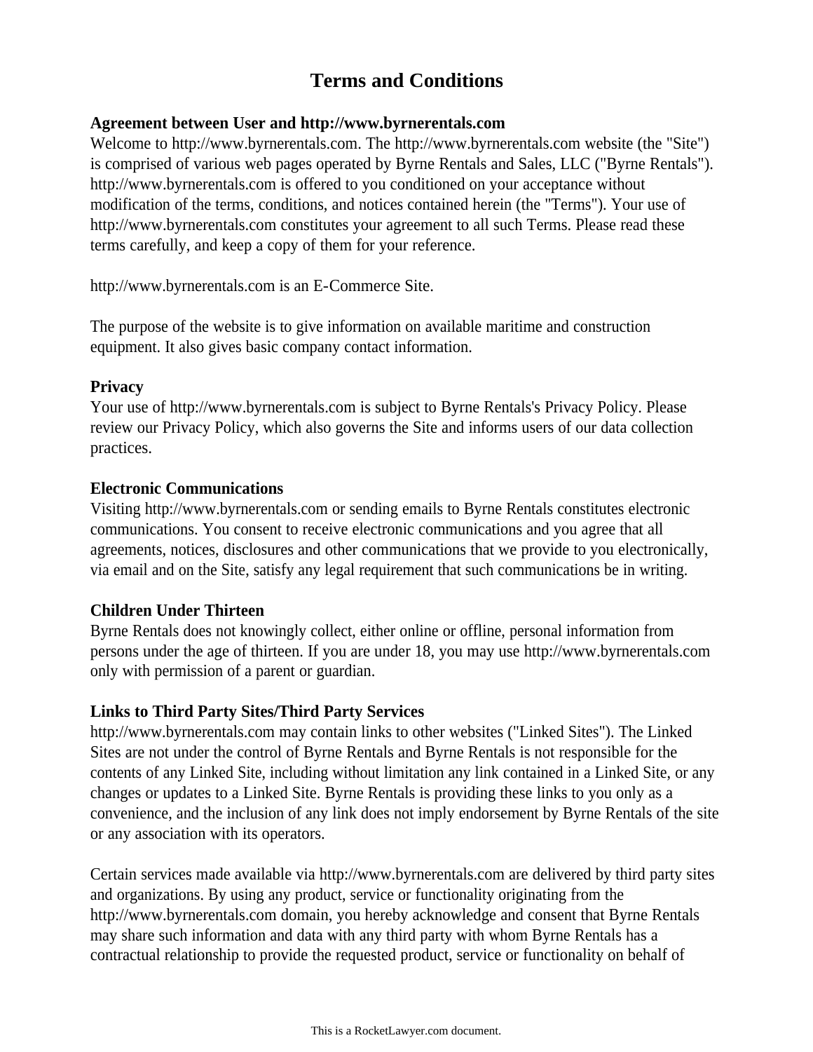# Terms and Conditions

**Agreement between User and http://www.byrnerentals.com**

Welcome to http://www.byrnerentals.com. The http://www.byrnerentals.com website (the "Site") is comprised of various web pages operated by Byrne Rentals and Sales, LLC ("Byrne Rentals"). http://www.byrnerentals.com is offered to you conditioned on your acceptance without modification of the terms, conditions, and notices contained herein (the "Terms"). Your use of http://www.byrnerentals.com constitutes your agreement to all such Terms. Please read these terms carefully, and keep a copy of them for your reference.

http://www.byrnerentals.com is an E-Commerce Site.

The purpose of the website is to give information on available maritime and construction equipment. It also gives basic company contact information.

**Privacy**

Your use of http://www.byrnerentals.com is subject to Byrne Rentals's Privacy Policy. Please review our Privacy Policy, which also governs the Site and informs users of our data collection practices.

**Electronic Communications**

Visiting http://www.byrnerentals.com or sending emails to Byrne Rentals constitutes electronic communications. You consent to receive electronic communications and you agree that all agreements, notices, disclosures and other communications that we provide to you electronically, via email and on the Site, satisfy any legal requirement that such communications be in writing.

**Children Under Thirteen**

Byrne Rentals does not knowingly collect, either online or offline, personal information from persons under the age of thirteen. If you are under 18, you may use http://www.byrnerentals.com only with permission of a parent or guardian.

**Links to Third Party Sites/Third Party Services**

http://www.byrnerentals.com may contain links to other websites ("Linked Sites"). The Linked Sites are not under the control of Byrne Rentals and Byrne Rentals is not responsible for the contents of any Linked Site, including without limitation any link contained in a Linked Site, or any changes or updates to a Linked Site. Byrne Rentals is providing these links to you only as a convenience, and the inclusion of any link does not imply endorsement by Byrne Rentals of the site or any association with its operators.

Certain services made available via http://www.byrnerentals.com are delivered by third party sites and organizations. By using any product, service or functionality originating from the http://www.byrnerentals.com domain, you hereby acknowledge and consent that Byrne Rentals may share such information and data with any third party with whom Byrne Rentals has a contractual relationship to provide the requested product, service or functionality on behalf of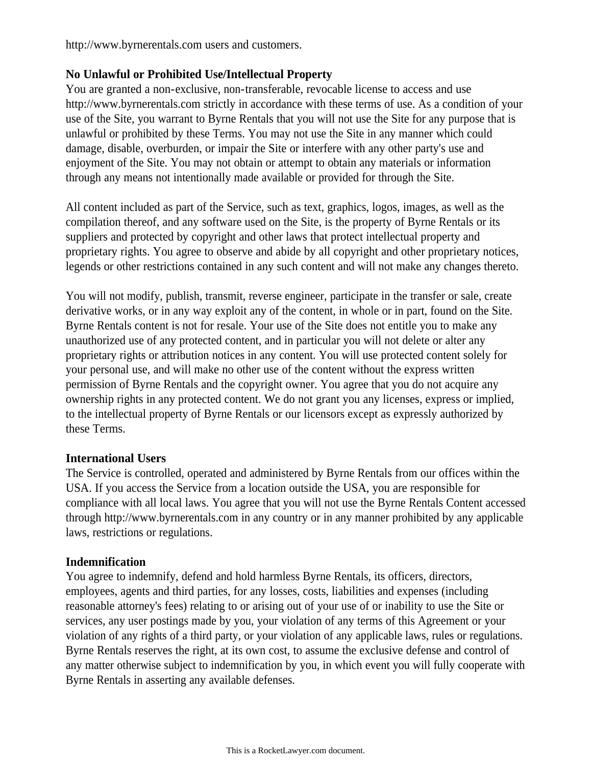http://www.byrnerentals.com users and customers.

**No Unlawful or Prohibited Use/Intellectual Property**
You are granted a non-exclusive, non-transferable, revocable license to access and use http://www.byrnerentals.com strictly in accordance with these terms of use. As a condition of your use of the Site, you warrant to Byrne Rentals that you will not use the Site for any purpose that is unlawful or prohibited by these Terms. You may not use the Site in any manner which could damage, disable, overburden, or impair the Site or interfere with any other party's use and enjoyment of the Site. You may not obtain or attempt to obtain any materials or information through any means not intentionally made available or provided for through the Site.

All content included as part of the Service, such as text, graphics, logos, images, as well as the compilation thereof, and any software used on the Site, is the property of Byrne Rentals or its suppliers and protected by copyright and other laws that protect intellectual property and proprietary rights. You agree to observe and abide by all copyright and other proprietary notices, legends or other restrictions contained in any such content and will not make any changes thereto.

You will not modify, publish, transmit, reverse engineer, participate in the transfer or sale, create derivative works, or in any way exploit any of the content, in whole or in part, found on the Site. Byrne Rentals content is not for resale. Your use of the Site does not entitle you to make any unauthorized use of any protected content, and in particular you will not delete or alter any proprietary rights or attribution notices in any content. You will use protected content solely for your personal use, and will make no other use of the content without the express written permission of Byrne Rentals and the copyright owner. You agree that you do not acquire any ownership rights in any protected content. We do not grant you any licenses, express or implied, to the intellectual property of Byrne Rentals or our licensors except as expressly authorized by these Terms.

**International Users**
The Service is controlled, operated and administered by Byrne Rentals from our offices within the USA. If you access the Service from a location outside the USA, you are responsible for compliance with all local laws. You agree that you will not use the Byrne Rentals Content accessed through http://www.byrnerentals.com in any country or in any manner prohibited by any applicable laws, restrictions or regulations.

**Indemnification**
You agree to indemnify, defend and hold harmless Byrne Rentals, its officers, directors, employees, agents and third parties, for any losses, costs, liabilities and expenses (including reasonable attorney's fees) relating to or arising out of your use of or inability to use the Site or services, any user postings made by you, your violation of any terms of this Agreement or your violation of any rights of a third party, or your violation of any applicable laws, rules or regulations. Byrne Rentals reserves the right, at its own cost, to assume the exclusive defense and control of any matter otherwise subject to indemnification by you, in which event you will fully cooperate with Byrne Rentals in asserting any available defenses.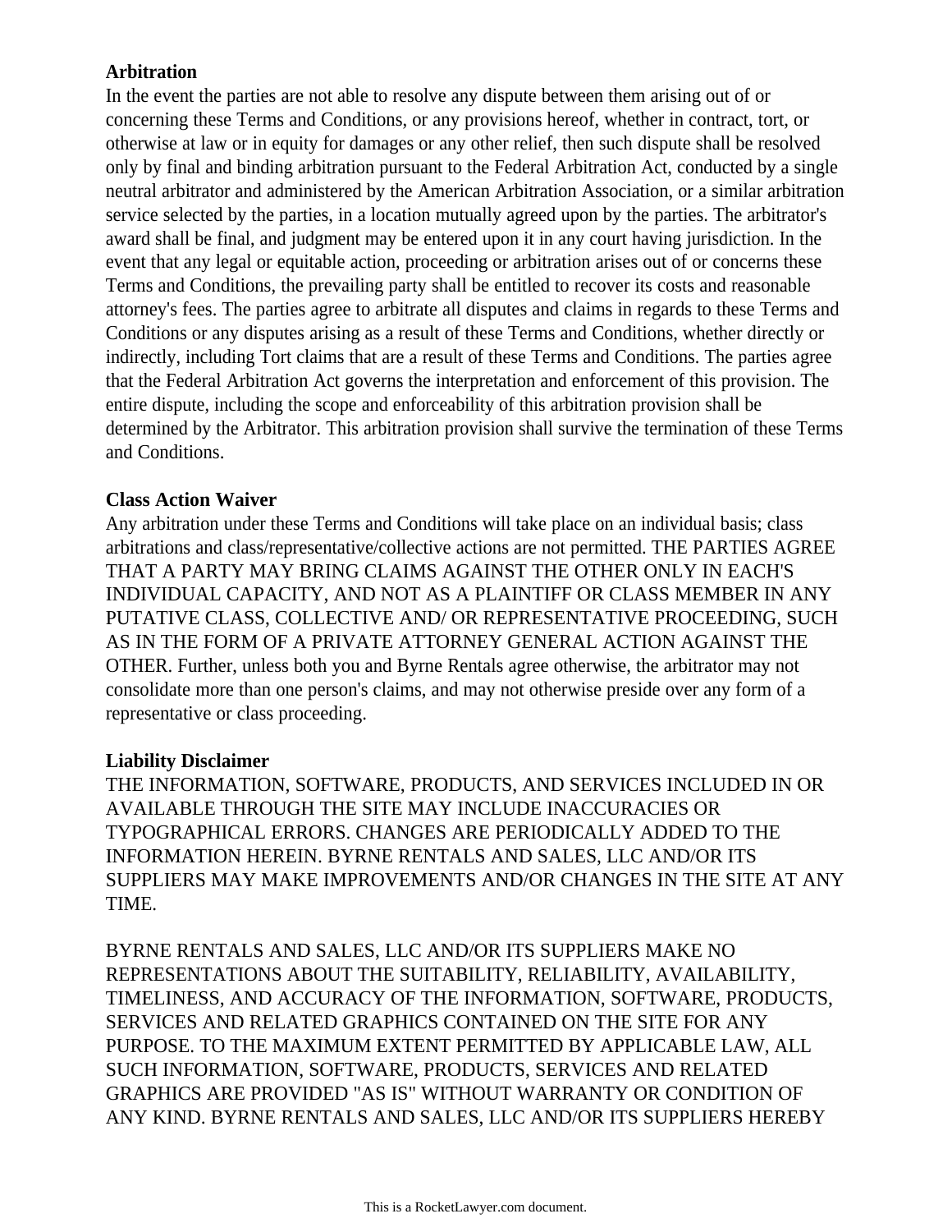**Arbitration**

In the event the parties are not able to resolve any dispute between them arising out of or concerning these Terms and Conditions, or any provisions hereof, whether in contract, tort, or otherwise at law or in equity for damages or any other relief, then such dispute shall be resolved only by final and binding arbitration pursuant to the Federal Arbitration Act, conducted by a single neutral arbitrator and administered by the American Arbitration Association, or a similar arbitration service selected by the parties, in a location mutually agreed upon by the parties. The arbitrator's award shall be final, and judgment may be entered upon it in any court having jurisdiction. In the event that any legal or equitable action, proceeding or arbitration arises out of or concerns these Terms and Conditions, the prevailing party shall be entitled to recover its costs and reasonable attorney's fees. The parties agree to arbitrate all disputes and claims in regards to these Terms and Conditions or any disputes arising as a result of these Terms and Conditions, whether directly or indirectly, including Tort claims that are a result of these Terms and Conditions. The parties agree that the Federal Arbitration Act governs the interpretation and enforcement of this provision. The entire dispute, including the scope and enforceability of this arbitration provision shall be determined by the Arbitrator. This arbitration provision shall survive the termination of these Terms and Conditions.

**Class Action Waiver**

Any arbitration under these Terms and Conditions will take place on an individual basis; class arbitrations and class/representative/collective actions are not permitted. THE PARTIES AGREE THAT A PARTY MAY BRING CLAIMS AGAINST THE OTHER ONLY IN EACH'S INDIVIDUAL CAPACITY, AND NOT AS A PLAINTIFF OR CLASS MEMBER IN ANY PUTATIVE CLASS, COLLECTIVE AND/ OR REPRESENTATIVE PROCEEDING, SUCH AS IN THE FORM OF A PRIVATE ATTORNEY GENERAL ACTION AGAINST THE OTHER. Further, unless both you and Byrne Rentals agree otherwise, the arbitrator may not consolidate more than one person's claims, and may not otherwise preside over any form of a representative or class proceeding.

**Liability Disclaimer**

THE INFORMATION, SOFTWARE, PRODUCTS, AND SERVICES INCLUDED IN OR AVAILABLE THROUGH THE SITE MAY INCLUDE INACCURACIES OR TYPOGRAPHICAL ERRORS. CHANGES ARE PERIODICALLY ADDED TO THE INFORMATION HEREIN. BYRNE RENTALS AND SALES, LLC AND/OR ITS SUPPLIERS MAY MAKE IMPROVEMENTS AND/OR CHANGES IN THE SITE AT ANY TIME.

BYRNE RENTALS AND SALES, LLC AND/OR ITS SUPPLIERS MAKE NO REPRESENTATIONS ABOUT THE SUITABILITY, RELIABILITY, AVAILABILITY, TIMELINESS, AND ACCURACY OF THE INFORMATION, SOFTWARE, PRODUCTS, SERVICES AND RELATED GRAPHICS CONTAINED ON THE SITE FOR ANY PURPOSE. TO THE MAXIMUM EXTENT PERMITTED BY APPLICABLE LAW, ALL SUCH INFORMATION, SOFTWARE, PRODUCTS, SERVICES AND RELATED GRAPHICS ARE PROVIDED "AS IS" WITHOUT WARRANTY OR CONDITION OF ANY KIND. BYRNE RENTALS AND SALES, LLC AND/OR ITS SUPPLIERS HEREBY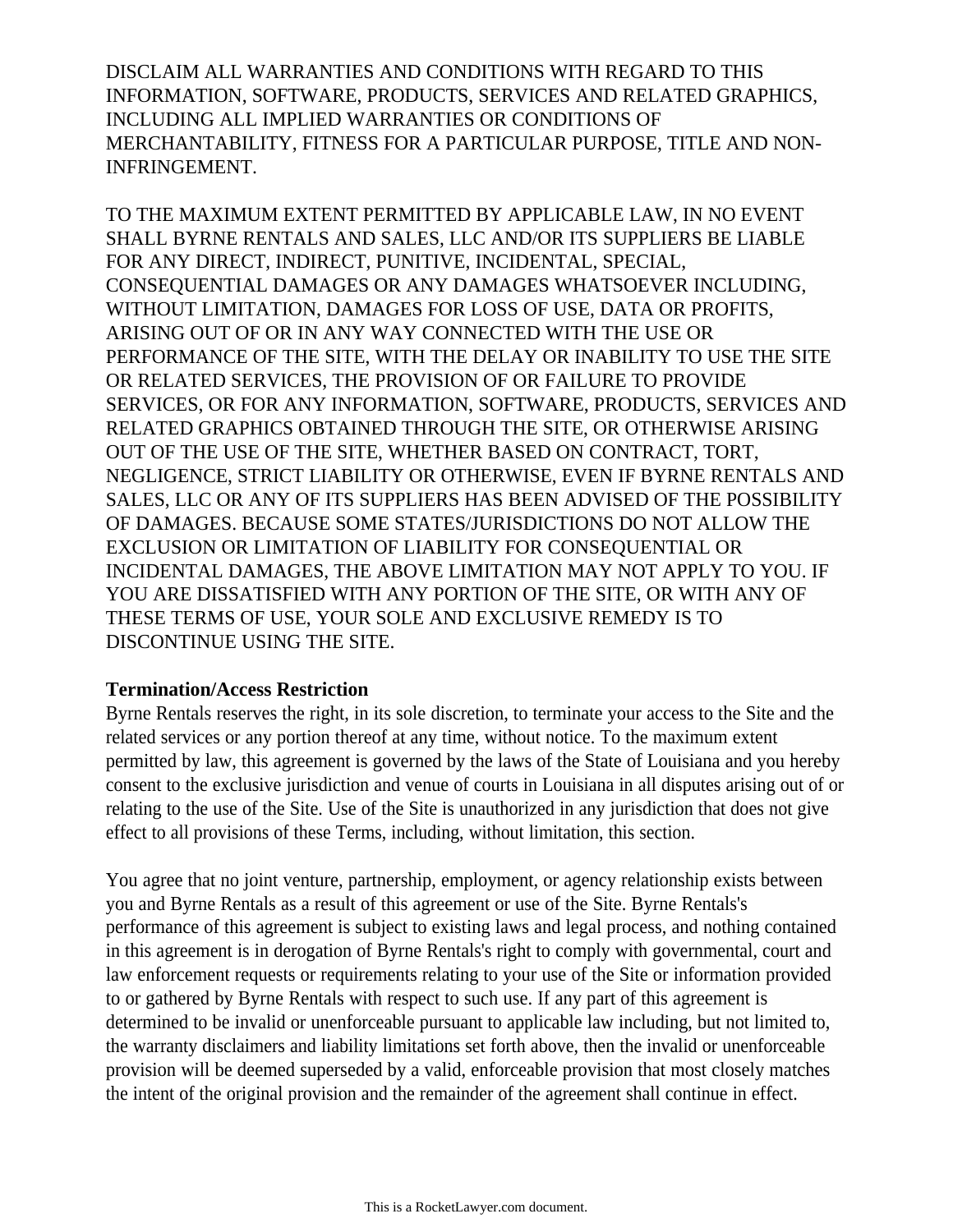DISCLAIM ALL WARRANTIES AND CONDITIONS WITH REGARD TO THIS INFORMATION, SOFTWARE, PRODUCTS, SERVICES AND RELATED GRAPHICS, INCLUDING ALL IMPLIED WARRANTIES OR CONDITIONS OF MERCHANTABILITY, FITNESS FOR A PARTICULAR PURPOSE, TITLE AND NON-INFRINGEMENT.

TO THE MAXIMUM EXTENT PERMITTED BY APPLICABLE LAW, IN NO EVENT SHALL BYRNE RENTALS AND SALES, LLC AND/OR ITS SUPPLIERS BE LIABLE FOR ANY DIRECT, INDIRECT, PUNITIVE, INCIDENTAL, SPECIAL, CONSEQUENTIAL DAMAGES OR ANY DAMAGES WHATSOEVER INCLUDING, WITHOUT LIMITATION, DAMAGES FOR LOSS OF USE, DATA OR PROFITS, ARISING OUT OF OR IN ANY WAY CONNECTED WITH THE USE OR PERFORMANCE OF THE SITE, WITH THE DELAY OR INABILITY TO USE THE SITE OR RELATED SERVICES, THE PROVISION OF OR FAILURE TO PROVIDE SERVICES, OR FOR ANY INFORMATION, SOFTWARE, PRODUCTS, SERVICES AND RELATED GRAPHICS OBTAINED THROUGH THE SITE, OR OTHERWISE ARISING OUT OF THE USE OF THE SITE, WHETHER BASED ON CONTRACT, TORT, NEGLIGENCE, STRICT LIABILITY OR OTHERWISE, EVEN IF BYRNE RENTALS AND SALES, LLC OR ANY OF ITS SUPPLIERS HAS BEEN ADVISED OF THE POSSIBILITY OF DAMAGES. BECAUSE SOME STATES/JURISDICTIONS DO NOT ALLOW THE EXCLUSION OR LIMITATION OF LIABILITY FOR CONSEQUENTIAL OR INCIDENTAL DAMAGES, THE ABOVE LIMITATION MAY NOT APPLY TO YOU. IF YOU ARE DISSATISFIED WITH ANY PORTION OF THE SITE, OR WITH ANY OF THESE TERMS OF USE, YOUR SOLE AND EXCLUSIVE REMEDY IS TO DISCONTINUE USING THE SITE.

**Termination/Access Restriction**
Byrne Rentals reserves the right, in its sole discretion, to terminate your access to the Site and the related services or any portion thereof at any time, without notice. To the maximum extent permitted by law, this agreement is governed by the laws of the State of Louisiana and you hereby consent to the exclusive jurisdiction and venue of courts in Louisiana in all disputes arising out of or relating to the use of the Site. Use of the Site is unauthorized in any jurisdiction that does not give effect to all provisions of these Terms, including, without limitation, this section.

You agree that no joint venture, partnership, employment, or agency relationship exists between you and Byrne Rentals as a result of this agreement or use of the Site. Byrne Rentals's performance of this agreement is subject to existing laws and legal process, and nothing contained in this agreement is in derogation of Byrne Rentals's right to comply with governmental, court and law enforcement requests or requirements relating to your use of the Site or information provided to or gathered by Byrne Rentals with respect to such use. If any part of this agreement is determined to be invalid or unenforceable pursuant to applicable law including, but not limited to, the warranty disclaimers and liability limitations set forth above, then the invalid or unenforceable provision will be deemed superseded by a valid, enforceable provision that most closely matches the intent of the original provision and the remainder of the agreement shall continue in effect.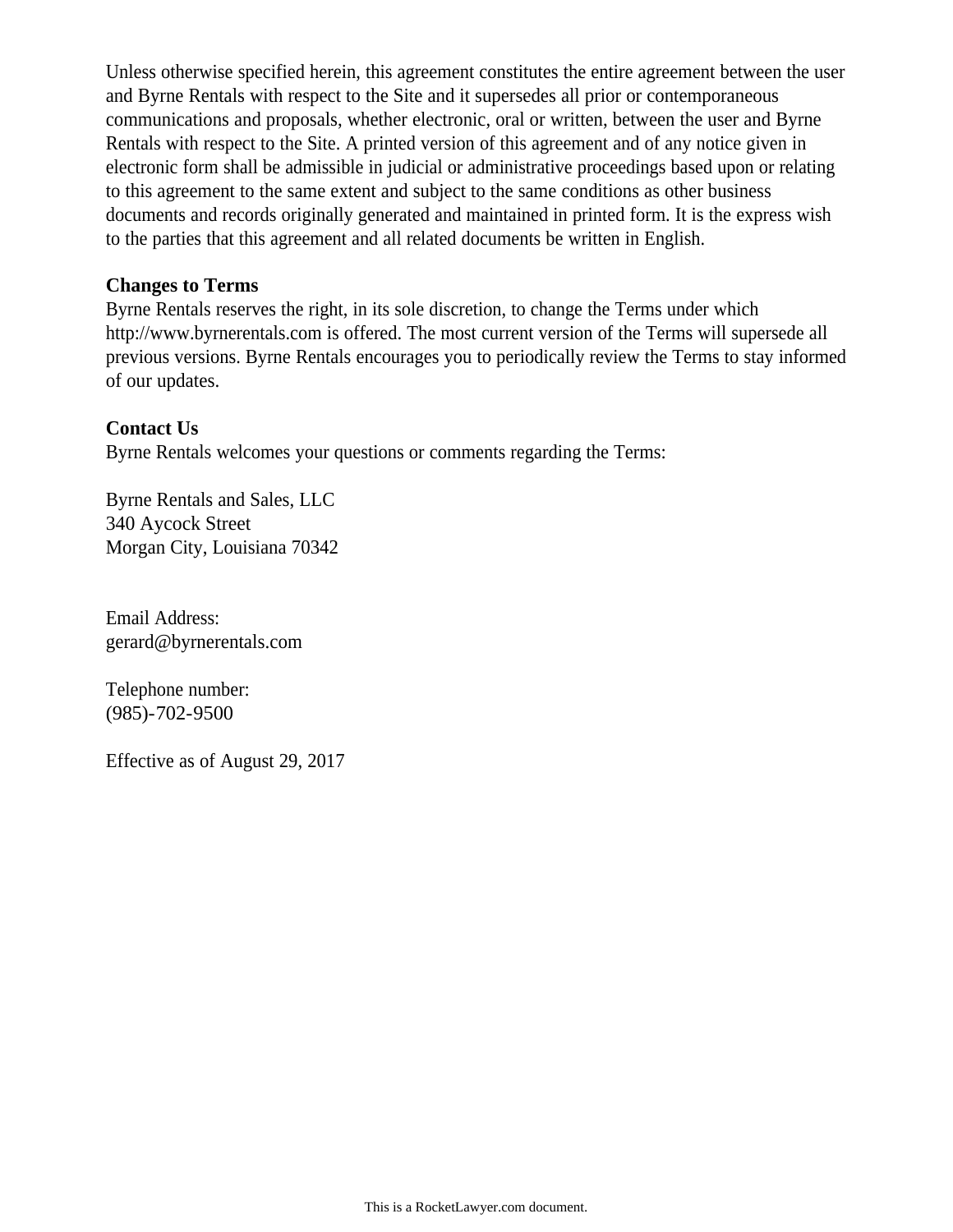Unless otherwise specified herein, this agreement constitutes the entire agreement between the user and Byrne Rentals with respect to the Site and it supersedes all prior or contemporaneous communications and proposals, whether electronic, oral or written, between the user and Byrne Rentals with respect to the Site. A printed version of this agreement and of any notice given in electronic form shall be admissible in judicial or administrative proceedings based upon or relating to this agreement to the same extent and subject to the same conditions as other business documents and records originally generated and maintained in printed form. It is the express wish to the parties that this agreement and all related documents be written in English.

**Changes to Terms**

Byrne Rentals reserves the right, in its sole discretion, to change the Terms under which http://www.byrnerentals.com is offered. The most current version of the Terms will supersede all previous versions. Byrne Rentals encourages you to periodically review the Terms to stay informed of our updates.

**Contact Us**

Byrne Rentals welcomes your questions or comments regarding the Terms:

Byrne Rentals and Sales, LLC
340 Aycock Street
Morgan City, Louisiana 70342

Email Address:
gerard@byrnerentals.com

Telephone number:
(985)-702-9500

Effective as of August 29, 2017